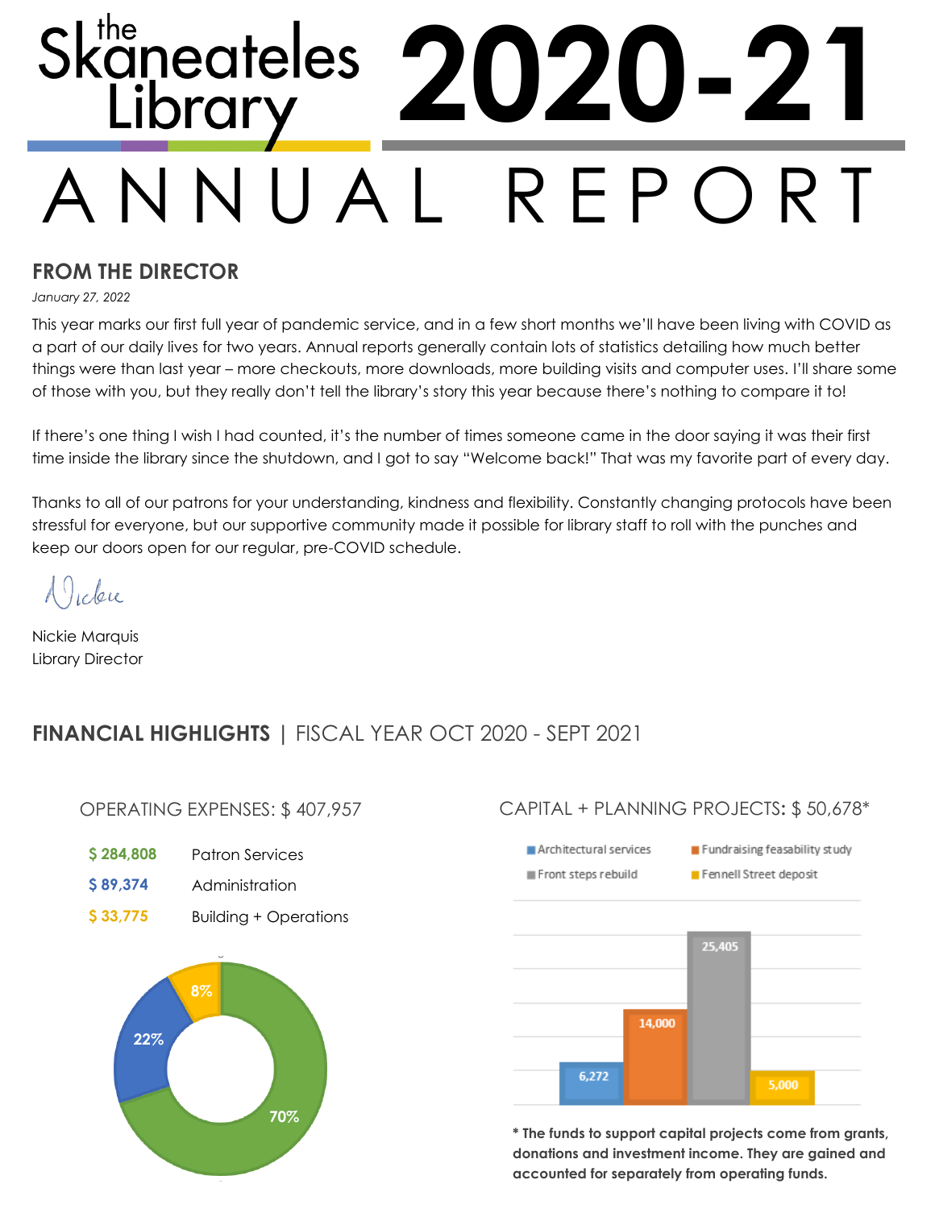# the Skaneateles Library 2020-21

# ANNUAL REPORT

## FROM THE DIRECTOR

*January 27, 2022*

This year marks our first full year of pandemic service, and in a few short months we'll have been living with COVID as a part of our daily lives for two years. Annual reports generally contain lots of statistics detailing how much better things were than last year – more checkouts, more downloads, more building visits and computer uses. I'll share some of those with you, but they really don't tell the library's story this year because there's nothing to compare it to!

If there's one thing I wish I had counted, it's the number of times someone came in the door saying it was their first time inside the library since the shutdown, and I got to say "Welcome back!" That was my favorite part of every day.

Thanks to all of our patrons for your understanding, kindness and flexibility. Constantly changing protocols have been stressful for everyone, but our supportive community made it possible for library staff to roll with the punches and keep our doors open for our regular, pre-COVID schedule.

Nickie

Nickie Marquis
Library Director

## FINANCIAL HIGHLIGHTS | FISCAL YEAR OCT 2020 - SEPT 2021

### OPERATING EXPENSES: $ 407,957

| Amount | Category |
|---|---|
| $ 284,808 | Patron Services |
| $ 89,374 | Administration |
| $ 33,775 | Building + Operations |

- Patron Services: 70%
- Administration: 22%
- Building + Operations: 8%

### CAPITAL + PLANNING PROJECTS: $ 50,678*

| Project | Amount |
|---|---|
| Architectural services | 6,272 |
| Fundraising feasability study | 14,000 |
| Front steps rebuild | 25,405 |
| Fennell Street deposit | 5,000 |

**\* The funds to support capital projects come from grants, donations and investment income. They are gained and accounted for separately from operating funds.**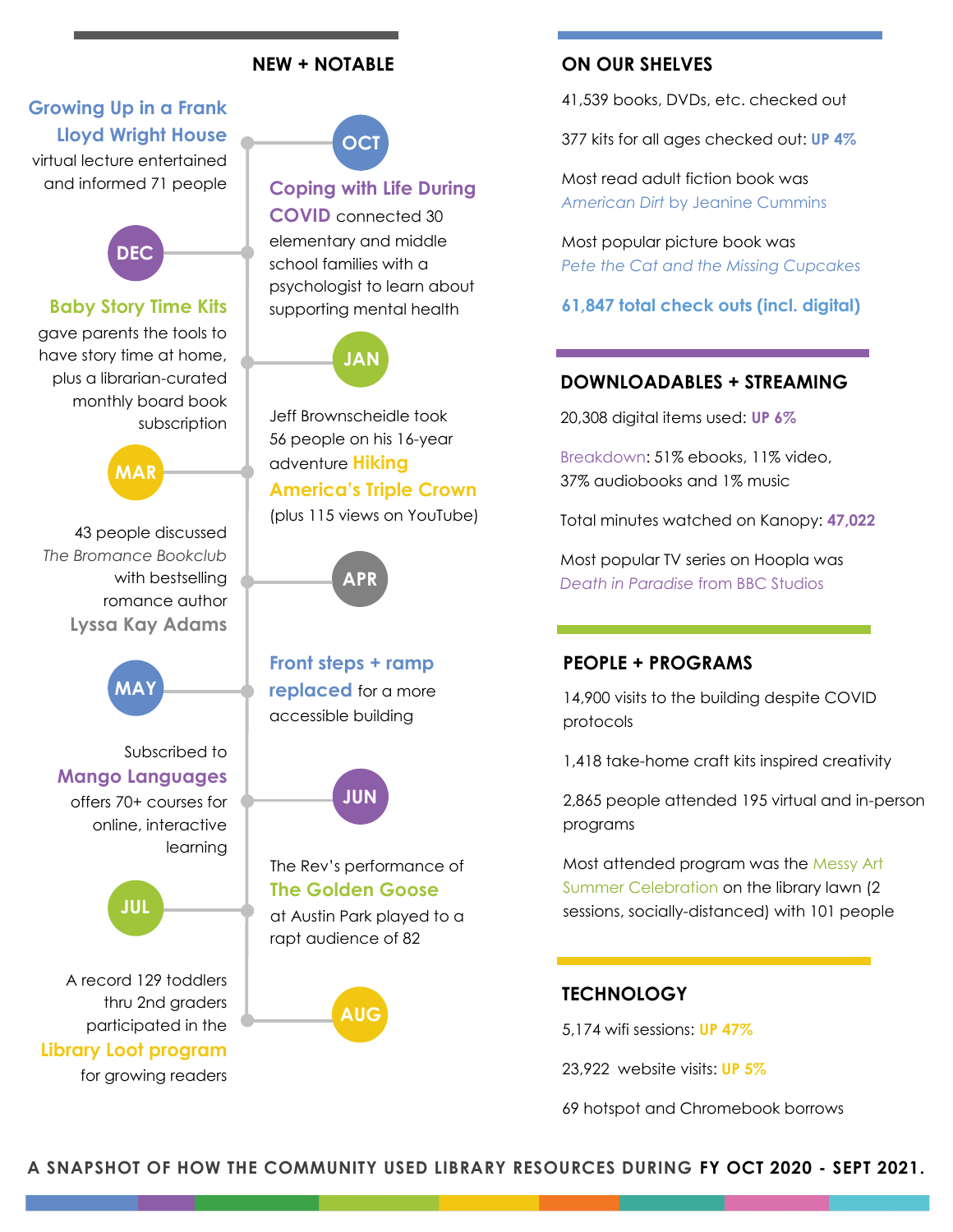## NEW + NOTABLE

**OCT**

**Growing Up in a Frank Lloyd Wright House** virtual lecture entertained and informed 71 people

**Coping with Life During COVID** connected 30 elementary and middle school families with a psychologist to learn about supporting mental health

**DEC**

**Baby Story Time Kits** gave parents the tools to have story time at home, plus a librarian-curated monthly board book subscription

**JAN**

Jeff Brownscheidle took 56 people on his 16-year adventure **Hiking America's Triple Crown** (plus 115 views on YouTube)

**MAR**

43 people discussed *The Bromance Bookclub* with bestselling romance author **Lyssa Kay Adams**

**APR**

**Front steps + ramp replaced** for a more accessible building

**MAY**

Subscribed to **Mango Languages** offers 70+ courses for online, interactive learning

**JUN**

The Rev's performance of **The Golden Goose** at Austin Park played to a rapt audience of 82

**JUL**

A record 129 toddlers thru 2nd graders participated in the **Library Loot program** for growing readers

**AUG**

## ON OUR SHELVES

41,539 books, DVDs, etc. checked out

377 kits for all ages checked out: **UP 4%**

Most read adult fiction book was *American Dirt* by Jeanine Cummins

Most popular picture book was *Pete the Cat and the Missing Cupcakes*

**61,847 total check outs (incl. digital)**

## DOWNLOADABLES + STREAMING

20,308 digital items used: **UP 6%**

Breakdown: 51% ebooks, 11% video, 37% audiobooks and 1% music

Total minutes watched on Kanopy: **47,022**

Most popular TV series on Hoopla was *Death in Paradise* from BBC Studios

## PEOPLE + PROGRAMS

14,900 visits to the building despite COVID protocols

1,418 take-home craft kits inspired creativity

2,865 people attended 195 virtual and in-person programs

Most attended program was the Messy Art Summer Celebration on the library lawn (2 sessions, socially-distanced) with 101 people

## TECHNOLOGY

5,174 wifi sessions: **UP 47%**

23,922 website visits: **UP 5%**

69 hotspot and Chromebook borrows

**A SNAPSHOT OF HOW THE COMMUNITY USED LIBRARY RESOURCES DURING FY OCT 2020 - SEPT 2021.**